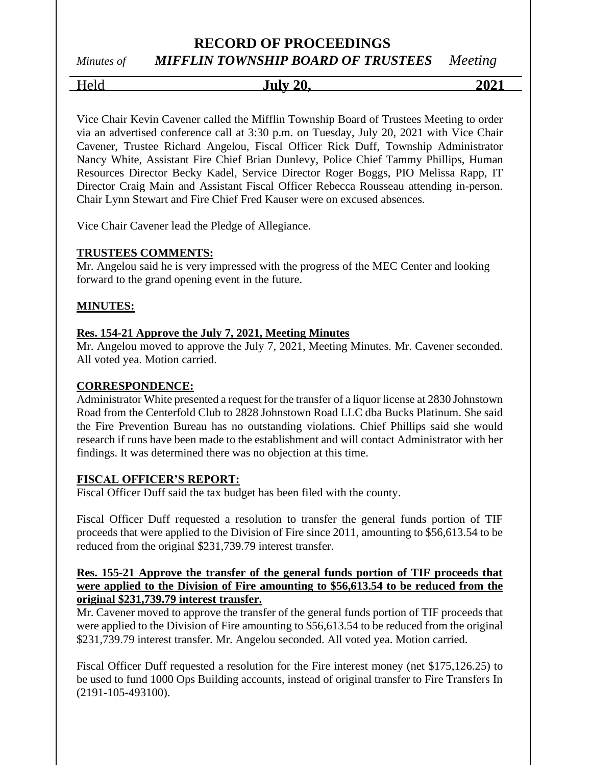# RECORD OF PROCEEDINGS

*Minutes of* ***MIFFLIN TOWNSHIP BOARD OF TRUSTEES*** *Meeting*

Held **July 20, 2021**

Vice Chair Kevin Cavener called the Mifflin Township Board of Trustees Meeting to order via an advertised conference call at 3:30 p.m. on Tuesday, July 20, 2021 with Vice Chair Cavener, Trustee Richard Angelou, Fiscal Officer Rick Duff, Township Administrator Nancy White, Assistant Fire Chief Brian Dunlevy, Police Chief Tammy Phillips, Human Resources Director Becky Kadel, Service Director Roger Boggs, PIO Melissa Rapp, IT Director Craig Main and Assistant Fiscal Officer Rebecca Rousseau attending in-person. Chair Lynn Stewart and Fire Chief Fred Kauser were on excused absences.

Vice Chair Cavener lead the Pledge of Allegiance.

**TRUSTEES COMMENTS:**

Mr. Angelou said he is very impressed with the progress of the MEC Center and looking forward to the grand opening event in the future.

**MINUTES:**

**Res. 154-21 Approve the July 7, 2021, Meeting Minutes**

Mr. Angelou moved to approve the July 7, 2021, Meeting Minutes. Mr. Cavener seconded. All voted yea. Motion carried.

**CORRESPONDENCE:**

Administrator White presented a request for the transfer of a liquor license at 2830 Johnstown Road from the Centerfold Club to 2828 Johnstown Road LLC dba Bucks Platinum. She said the Fire Prevention Bureau has no outstanding violations. Chief Phillips said she would research if runs have been made to the establishment and will contact Administrator with her findings. It was determined there was no objection at this time.

**FISCAL OFFICER'S REPORT:**

Fiscal Officer Duff said the tax budget has been filed with the county.

Fiscal Officer Duff requested a resolution to transfer the general funds portion of TIF proceeds that were applied to the Division of Fire since 2011, amounting to $56,613.54 to be reduced from the original $231,739.79 interest transfer.

**Res. 155-21 Approve the transfer of the general funds portion of TIF proceeds that were applied to the Division of Fire amounting to $56,613.54 to be reduced from the original $231,739.79 interest transfer.**

Mr. Cavener moved to approve the transfer of the general funds portion of TIF proceeds that were applied to the Division of Fire amounting to $56,613.54 to be reduced from the original $231,739.79 interest transfer. Mr. Angelou seconded. All voted yea. Motion carried.

Fiscal Officer Duff requested a resolution for the Fire interest money (net $175,126.25) to be used to fund 1000 Ops Building accounts, instead of original transfer to Fire Transfers In (2191-105-493100).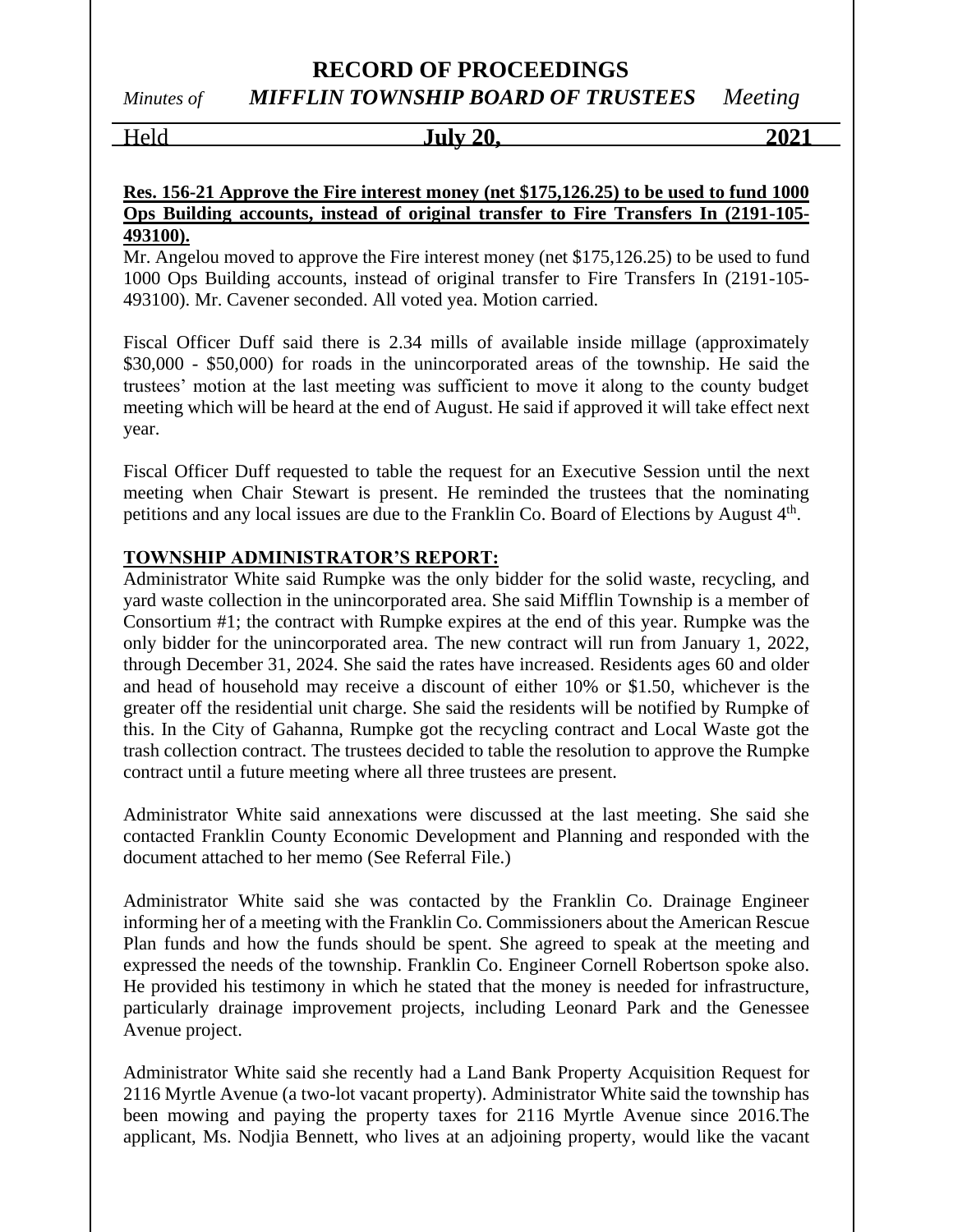**Res. 156-21 Approve the Fire interest money (net $175,126.25) to be used to fund 1000 Ops Building accounts, instead of original transfer to Fire Transfers In (2191-105-493100).**

Mr. Angelou moved to approve the Fire interest money (net $175,126.25) to be used to fund 1000 Ops Building accounts, instead of original transfer to Fire Transfers In (2191-105-493100). Mr. Cavener seconded. All voted yea. Motion carried.

Fiscal Officer Duff said there is 2.34 mills of available inside millage (approximately $30,000 - $50,000) for roads in the unincorporated areas of the township. He said the trustees' motion at the last meeting was sufficient to move it along to the county budget meeting which will be heard at the end of August. He said if approved it will take effect next year.

Fiscal Officer Duff requested to table the request for an Executive Session until the next meeting when Chair Stewart is present. He reminded the trustees that the nominating petitions and any local issues are due to the Franklin Co. Board of Elections by August 4th.

**TOWNSHIP ADMINISTRATOR'S REPORT:**

Administrator White said Rumpke was the only bidder for the solid waste, recycling, and yard waste collection in the unincorporated area. She said Mifflin Township is a member of Consortium #1; the contract with Rumpke expires at the end of this year. Rumpke was the only bidder for the unincorporated area. The new contract will run from January 1, 2022, through December 31, 2024. She said the rates have increased. Residents ages 60 and older and head of household may receive a discount of either 10% or $1.50, whichever is the greater off the residential unit charge. She said the residents will be notified by Rumpke of this. In the City of Gahanna, Rumpke got the recycling contract and Local Waste got the trash collection contract. The trustees decided to table the resolution to approve the Rumpke contract until a future meeting where all three trustees are present.

Administrator White said annexations were discussed at the last meeting. She said she contacted Franklin County Economic Development and Planning and responded with the document attached to her memo (See Referral File.)

Administrator White said she was contacted by the Franklin Co. Drainage Engineer informing her of a meeting with the Franklin Co. Commissioners about the American Rescue Plan funds and how the funds should be spent. She agreed to speak at the meeting and expressed the needs of the township. Franklin Co. Engineer Cornell Robertson spoke also. He provided his testimony in which he stated that the money is needed for infrastructure, particularly drainage improvement projects, including Leonard Park and the Genessee Avenue project.

Administrator White said she recently had a Land Bank Property Acquisition Request for 2116 Myrtle Avenue (a two-lot vacant property). Administrator White said the township has been mowing and paying the property taxes for 2116 Myrtle Avenue since 2016.The applicant, Ms. Nodjia Bennett, who lives at an adjoining property, would like the vacant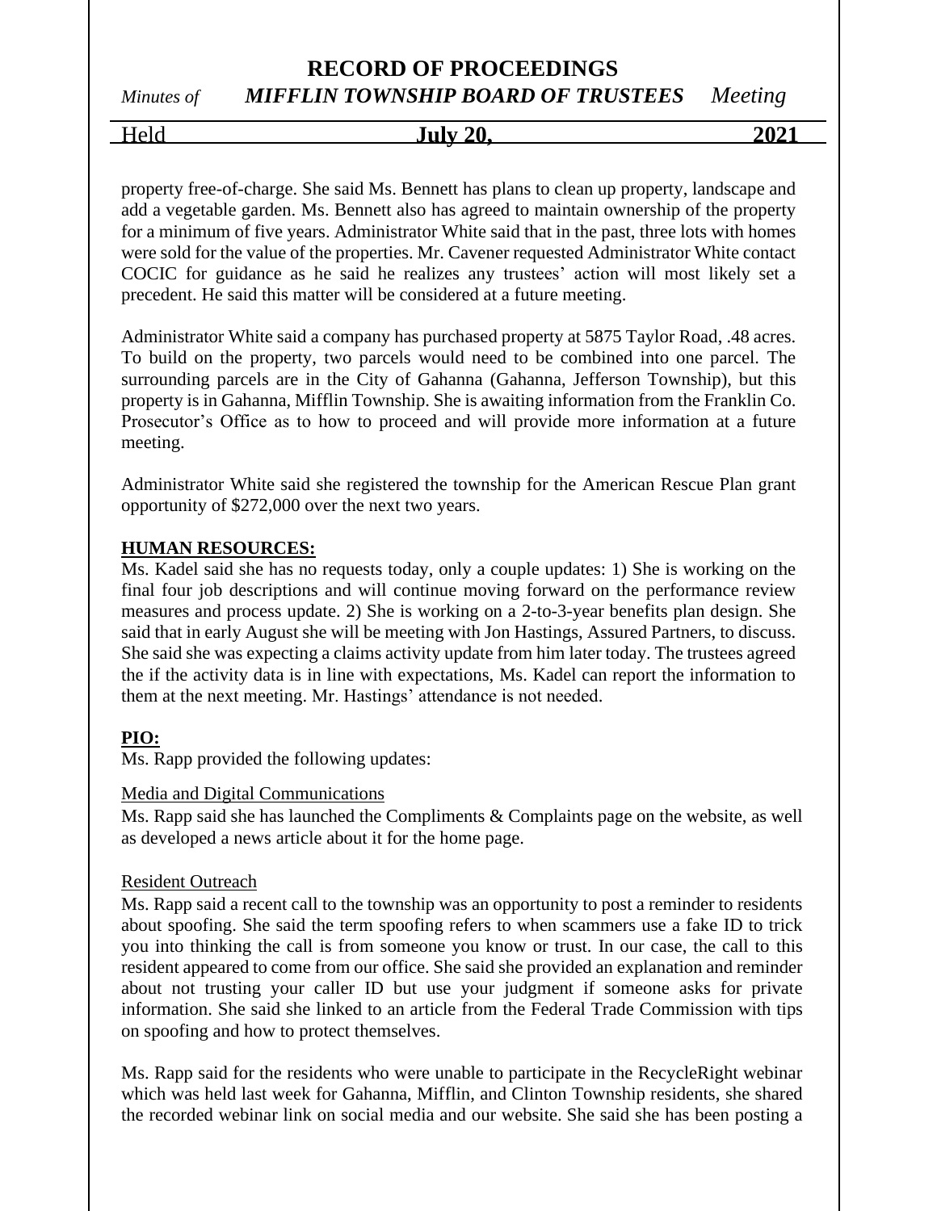property free-of-charge. She said Ms. Bennett has plans to clean up property, landscape and add a vegetable garden. Ms. Bennett also has agreed to maintain ownership of the property for a minimum of five years. Administrator White said that in the past, three lots with homes were sold for the value of the properties. Mr. Cavener requested Administrator White contact COCIC for guidance as he said he realizes any trustees' action will most likely set a precedent. He said this matter will be considered at a future meeting.

Administrator White said a company has purchased property at 5875 Taylor Road, .48 acres. To build on the property, two parcels would need to be combined into one parcel. The surrounding parcels are in the City of Gahanna (Gahanna, Jefferson Township), but this property is in Gahanna, Mifflin Township. She is awaiting information from the Franklin Co. Prosecutor's Office as to how to proceed and will provide more information at a future meeting.

Administrator White said she registered the township for the American Rescue Plan grant opportunity of $272,000 over the next two years.

**HUMAN RESOURCES:**

Ms. Kadel said she has no requests today, only a couple updates: 1) She is working on the final four job descriptions and will continue moving forward on the performance review measures and process update. 2) She is working on a 2-to-3-year benefits plan design. She said that in early August she will be meeting with Jon Hastings, Assured Partners, to discuss. She said she was expecting a claims activity update from him later today. The trustees agreed the if the activity data is in line with expectations, Ms. Kadel can report the information to them at the next meeting. Mr. Hastings' attendance is not needed.

**PIO:**

Ms. Rapp provided the following updates:

Media and Digital Communications

Ms. Rapp said she has launched the Compliments & Complaints page on the website, as well as developed a news article about it for the home page.

Resident Outreach

Ms. Rapp said a recent call to the township was an opportunity to post a reminder to residents about spoofing. She said the term spoofing refers to when scammers use a fake ID to trick you into thinking the call is from someone you know or trust. In our case, the call to this resident appeared to come from our office. She said she provided an explanation and reminder about not trusting your caller ID but use your judgment if someone asks for private information. She said she linked to an article from the Federal Trade Commission with tips on spoofing and how to protect themselves.

Ms. Rapp said for the residents who were unable to participate in the RecycleRight webinar which was held last week for Gahanna, Mifflin, and Clinton Township residents, she shared the recorded webinar link on social media and our website. She said she has been posting a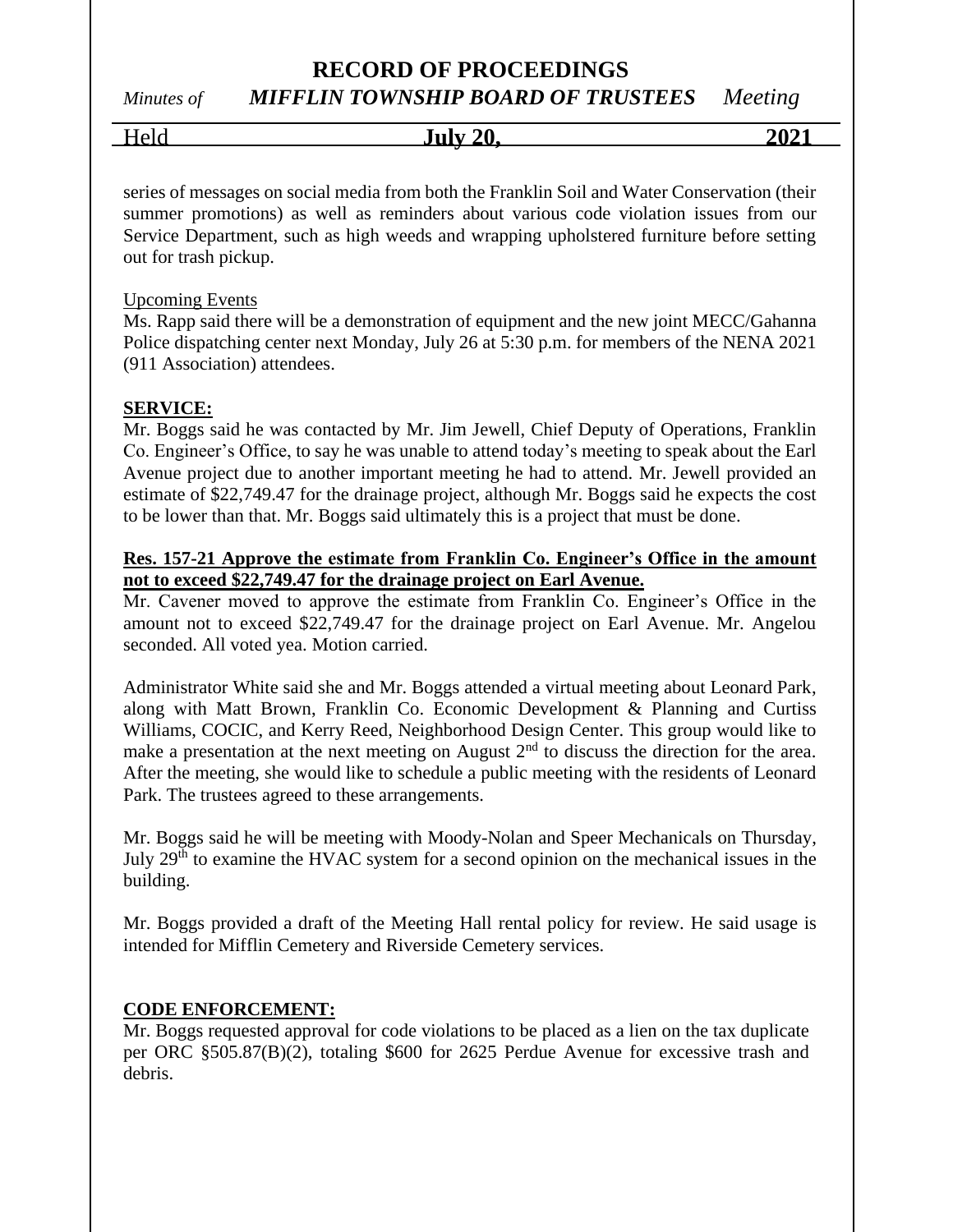series of messages on social media from both the Franklin Soil and Water Conservation (their summer promotions) as well as reminders about various code violation issues from our Service Department, such as high weeds and wrapping upholstered furniture before setting out for trash pickup.

Upcoming Events

Ms. Rapp said there will be a demonstration of equipment and the new joint MECC/Gahanna Police dispatching center next Monday, July 26 at 5:30 p.m. for members of the NENA 2021 (911 Association) attendees.

**SERVICE:**

Mr. Boggs said he was contacted by Mr. Jim Jewell, Chief Deputy of Operations, Franklin Co. Engineer's Office, to say he was unable to attend today's meeting to speak about the Earl Avenue project due to another important meeting he had to attend. Mr. Jewell provided an estimate of $22,749.47 for the drainage project, although Mr. Boggs said he expects the cost to be lower than that. Mr. Boggs said ultimately this is a project that must be done.

**Res. 157-21 Approve the estimate from Franklin Co. Engineer's Office in the amount not to exceed $22,749.47 for the drainage project on Earl Avenue.**

Mr. Cavener moved to approve the estimate from Franklin Co. Engineer's Office in the amount not to exceed $22,749.47 for the drainage project on Earl Avenue. Mr. Angelou seconded. All voted yea. Motion carried.

Administrator White said she and Mr. Boggs attended a virtual meeting about Leonard Park, along with Matt Brown, Franklin Co. Economic Development & Planning and Curtiss Williams, COCIC, and Kerry Reed, Neighborhood Design Center. This group would like to make a presentation at the next meeting on August 2nd to discuss the direction for the area. After the meeting, she would like to schedule a public meeting with the residents of Leonard Park. The trustees agreed to these arrangements.

Mr. Boggs said he will be meeting with Moody-Nolan and Speer Mechanicals on Thursday, July 29th to examine the HVAC system for a second opinion on the mechanical issues in the building.

Mr. Boggs provided a draft of the Meeting Hall rental policy for review. He said usage is intended for Mifflin Cemetery and Riverside Cemetery services.

**CODE ENFORCEMENT:**

Mr. Boggs requested approval for code violations to be placed as a lien on the tax duplicate per ORC §505.87(B)(2), totaling $600 for 2625 Perdue Avenue for excessive trash and debris.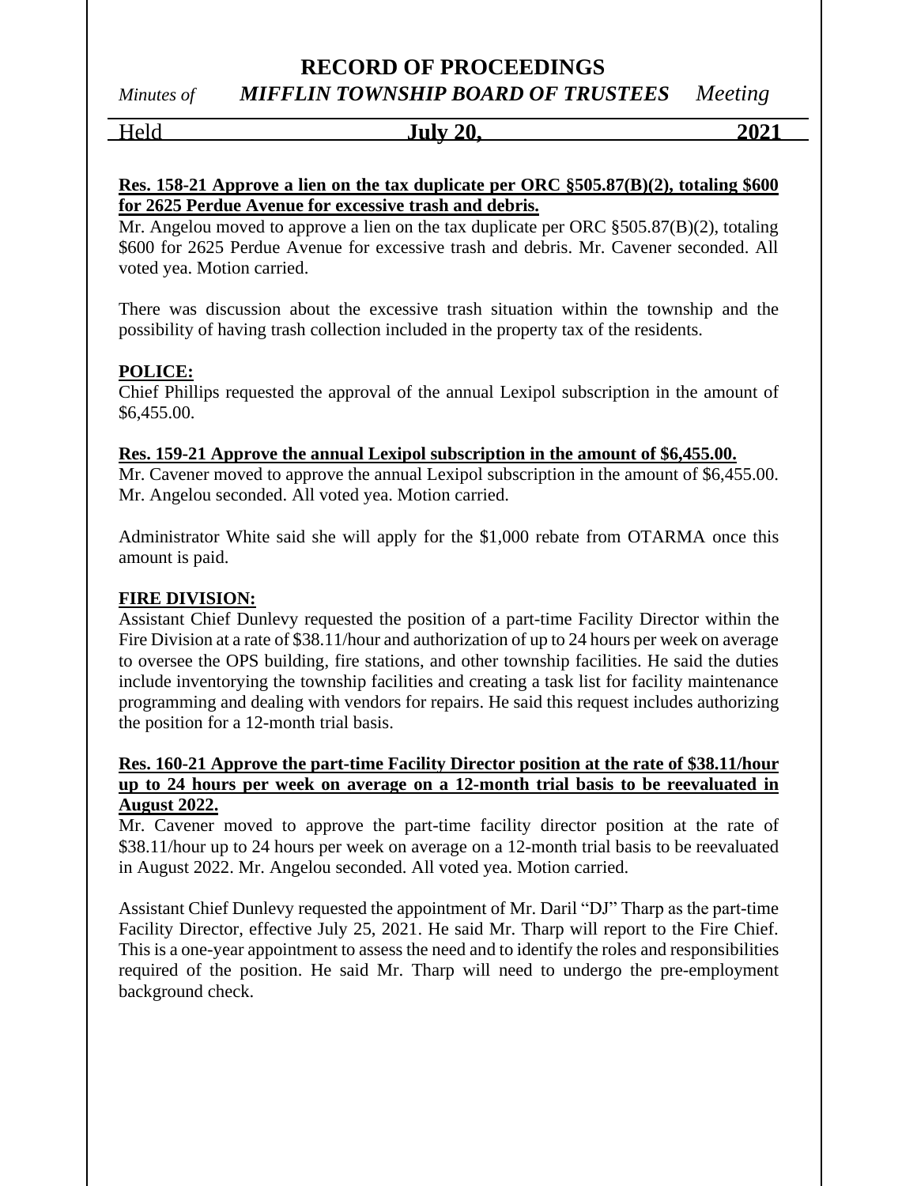**Res. 158-21 Approve a lien on the tax duplicate per ORC §505.87(B)(2), totaling $600 for 2625 Perdue Avenue for excessive trash and debris.**

Mr. Angelou moved to approve a lien on the tax duplicate per ORC §505.87(B)(2), totaling $600 for 2625 Perdue Avenue for excessive trash and debris. Mr. Cavener seconded. All voted yea. Motion carried.

There was discussion about the excessive trash situation within the township and the possibility of having trash collection included in the property tax of the residents.

**POLICE:**

Chief Phillips requested the approval of the annual Lexipol subscription in the amount of $6,455.00.

**Res. 159-21 Approve the annual Lexipol subscription in the amount of $6,455.00.**

Mr. Cavener moved to approve the annual Lexipol subscription in the amount of $6,455.00. Mr. Angelou seconded. All voted yea. Motion carried.

Administrator White said she will apply for the $1,000 rebate from OTARMA once this amount is paid.

**FIRE DIVISION:**

Assistant Chief Dunlevy requested the position of a part-time Facility Director within the Fire Division at a rate of $38.11/hour and authorization of up to 24 hours per week on average to oversee the OPS building, fire stations, and other township facilities. He said the duties include inventorying the township facilities and creating a task list for facility maintenance programming and dealing with vendors for repairs. He said this request includes authorizing the position for a 12-month trial basis.

**Res. 160-21 Approve the part-time Facility Director position at the rate of $38.11/hour up to 24 hours per week on average on a 12-month trial basis to be reevaluated in August 2022.**

Mr. Cavener moved to approve the part-time facility director position at the rate of $38.11/hour up to 24 hours per week on average on a 12-month trial basis to be reevaluated in August 2022. Mr. Angelou seconded. All voted yea. Motion carried.

Assistant Chief Dunlevy requested the appointment of Mr. Daril "DJ" Tharp as the part-time Facility Director, effective July 25, 2021. He said Mr. Tharp will report to the Fire Chief. This is a one-year appointment to assess the need and to identify the roles and responsibilities required of the position. He said Mr. Tharp will need to undergo the pre-employment background check.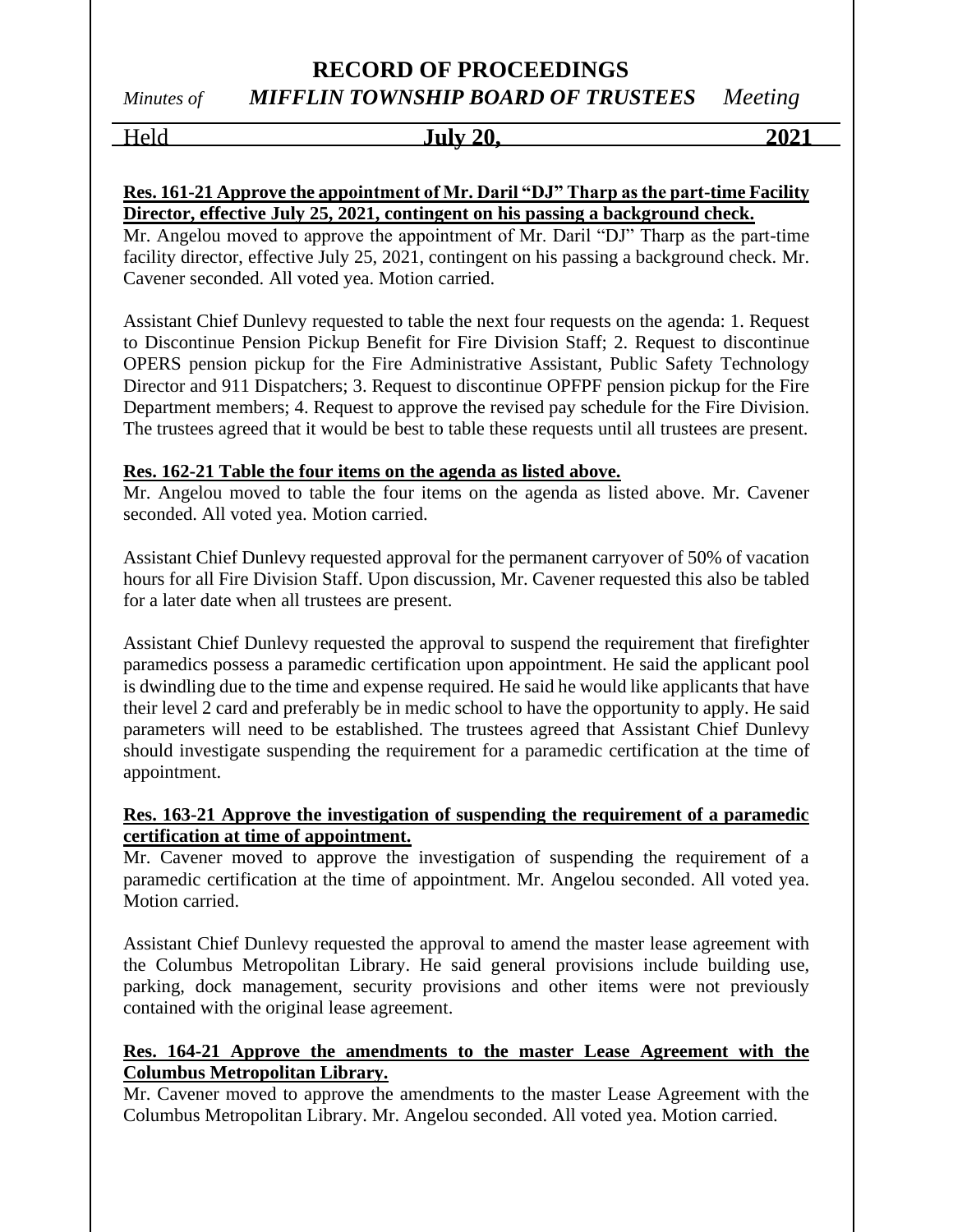**Res. 161-21 Approve the appointment of Mr. Daril "DJ" Tharp as the part-time Facility Director, effective July 25, 2021, contingent on his passing a background check.**

Mr. Angelou moved to approve the appointment of Mr. Daril "DJ" Tharp as the part-time facility director, effective July 25, 2021, contingent on his passing a background check. Mr. Cavener seconded. All voted yea. Motion carried.

Assistant Chief Dunlevy requested to table the next four requests on the agenda: 1. Request to Discontinue Pension Pickup Benefit for Fire Division Staff; 2. Request to discontinue OPERS pension pickup for the Fire Administrative Assistant, Public Safety Technology Director and 911 Dispatchers; 3. Request to discontinue OPFPF pension pickup for the Fire Department members; 4. Request to approve the revised pay schedule for the Fire Division. The trustees agreed that it would be best to table these requests until all trustees are present.

**Res. 162-21 Table the four items on the agenda as listed above.**

Mr. Angelou moved to table the four items on the agenda as listed above. Mr. Cavener seconded. All voted yea. Motion carried.

Assistant Chief Dunlevy requested approval for the permanent carryover of 50% of vacation hours for all Fire Division Staff. Upon discussion, Mr. Cavener requested this also be tabled for a later date when all trustees are present.

Assistant Chief Dunlevy requested the approval to suspend the requirement that firefighter paramedics possess a paramedic certification upon appointment. He said the applicant pool is dwindling due to the time and expense required. He said he would like applicants that have their level 2 card and preferably be in medic school to have the opportunity to apply. He said parameters will need to be established. The trustees agreed that Assistant Chief Dunlevy should investigate suspending the requirement for a paramedic certification at the time of appointment.

**Res. 163-21 Approve the investigation of suspending the requirement of a paramedic certification at time of appointment.**

Mr. Cavener moved to approve the investigation of suspending the requirement of a paramedic certification at the time of appointment. Mr. Angelou seconded. All voted yea. Motion carried.

Assistant Chief Dunlevy requested the approval to amend the master lease agreement with the Columbus Metropolitan Library. He said general provisions include building use, parking, dock management, security provisions and other items were not previously contained with the original lease agreement.

**Res. 164-21 Approve the amendments to the master Lease Agreement with the Columbus Metropolitan Library.**

Mr. Cavener moved to approve the amendments to the master Lease Agreement with the Columbus Metropolitan Library. Mr. Angelou seconded. All voted yea. Motion carried.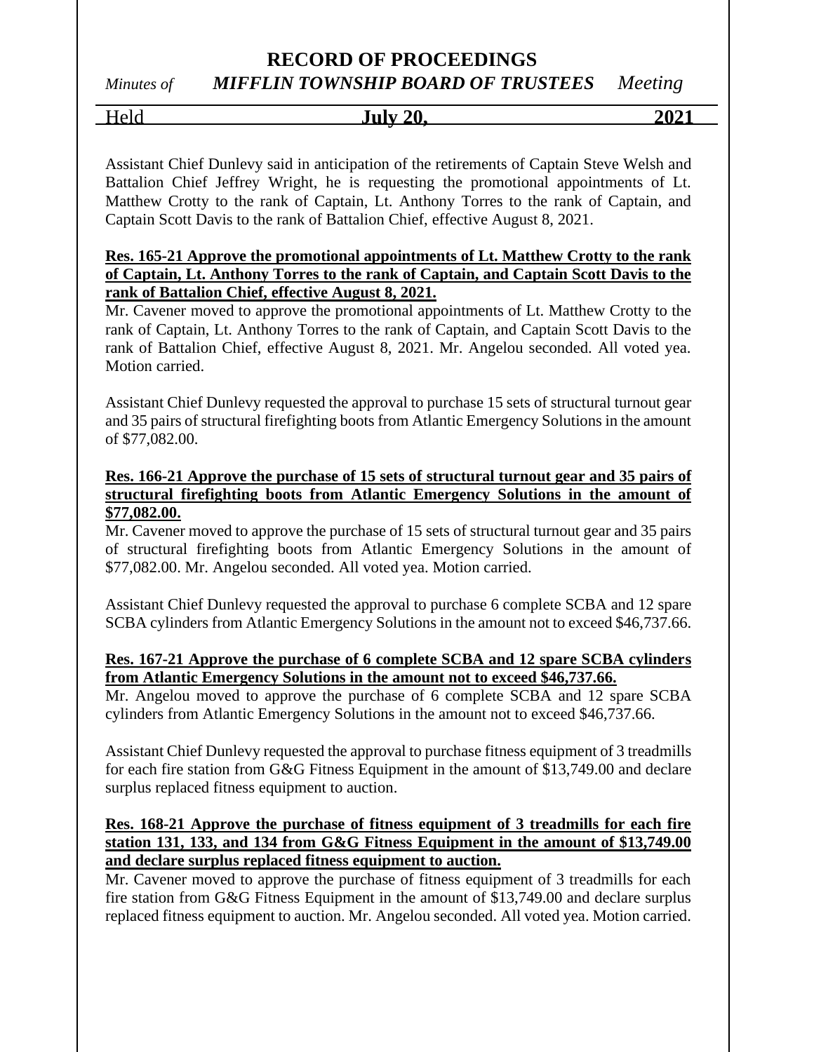Assistant Chief Dunlevy said in anticipation of the retirements of Captain Steve Welsh and Battalion Chief Jeffrey Wright, he is requesting the promotional appointments of Lt. Matthew Crotty to the rank of Captain, Lt. Anthony Torres to the rank of Captain, and Captain Scott Davis to the rank of Battalion Chief, effective August 8, 2021.

**Res. 165-21 Approve the promotional appointments of Lt. Matthew Crotty to the rank of Captain, Lt. Anthony Torres to the rank of Captain, and Captain Scott Davis to the rank of Battalion Chief, effective August 8, 2021.**

Mr. Cavener moved to approve the promotional appointments of Lt. Matthew Crotty to the rank of Captain, Lt. Anthony Torres to the rank of Captain, and Captain Scott Davis to the rank of Battalion Chief, effective August 8, 2021. Mr. Angelou seconded. All voted yea. Motion carried.

Assistant Chief Dunlevy requested the approval to purchase 15 sets of structural turnout gear and 35 pairs of structural firefighting boots from Atlantic Emergency Solutions in the amount of $77,082.00.

**Res. 166-21 Approve the purchase of 15 sets of structural turnout gear and 35 pairs of structural firefighting boots from Atlantic Emergency Solutions in the amount of $77,082.00.**

Mr. Cavener moved to approve the purchase of 15 sets of structural turnout gear and 35 pairs of structural firefighting boots from Atlantic Emergency Solutions in the amount of $77,082.00. Mr. Angelou seconded. All voted yea. Motion carried.

Assistant Chief Dunlevy requested the approval to purchase 6 complete SCBA and 12 spare SCBA cylinders from Atlantic Emergency Solutions in the amount not to exceed $46,737.66.

**Res. 167-21 Approve the purchase of 6 complete SCBA and 12 spare SCBA cylinders from Atlantic Emergency Solutions in the amount not to exceed $46,737.66.**

Mr. Angelou moved to approve the purchase of 6 complete SCBA and 12 spare SCBA cylinders from Atlantic Emergency Solutions in the amount not to exceed $46,737.66.

Assistant Chief Dunlevy requested the approval to purchase fitness equipment of 3 treadmills for each fire station from G&G Fitness Equipment in the amount of $13,749.00 and declare surplus replaced fitness equipment to auction.

**Res. 168-21 Approve the purchase of fitness equipment of 3 treadmills for each fire station 131, 133, and 134 from G&G Fitness Equipment in the amount of $13,749.00 and declare surplus replaced fitness equipment to auction.**

Mr. Cavener moved to approve the purchase of fitness equipment of 3 treadmills for each fire station from G&G Fitness Equipment in the amount of $13,749.00 and declare surplus replaced fitness equipment to auction. Mr. Angelou seconded. All voted yea. Motion carried.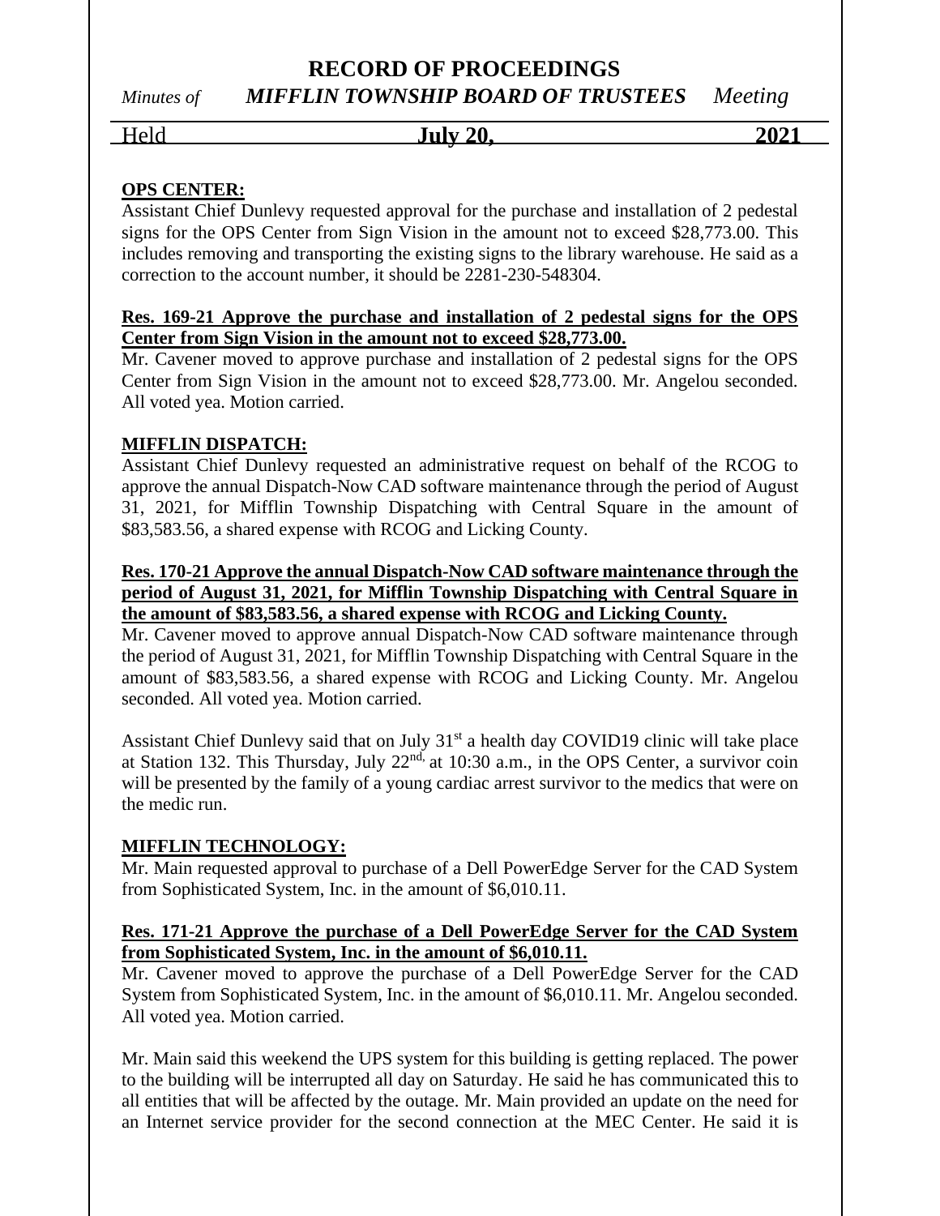**OPS CENTER:**

Assistant Chief Dunlevy requested approval for the purchase and installation of 2 pedestal signs for the OPS Center from Sign Vision in the amount not to exceed $28,773.00. This includes removing and transporting the existing signs to the library warehouse. He said as a correction to the account number, it should be 2281-230-548304.

**Res. 169-21 Approve the purchase and installation of 2 pedestal signs for the OPS Center from Sign Vision in the amount not to exceed $28,773.00.**

Mr. Cavener moved to approve purchase and installation of 2 pedestal signs for the OPS Center from Sign Vision in the amount not to exceed $28,773.00. Mr. Angelou seconded. All voted yea. Motion carried.

**MIFFLIN DISPATCH:**

Assistant Chief Dunlevy requested an administrative request on behalf of the RCOG to approve the annual Dispatch-Now CAD software maintenance through the period of August 31, 2021, for Mifflin Township Dispatching with Central Square in the amount of $83,583.56, a shared expense with RCOG and Licking County.

**Res. 170-21 Approve the annual Dispatch-Now CAD software maintenance through the period of August 31, 2021, for Mifflin Township Dispatching with Central Square in the amount of $83,583.56, a shared expense with RCOG and Licking County.**

Mr. Cavener moved to approve annual Dispatch-Now CAD software maintenance through the period of August 31, 2021, for Mifflin Township Dispatching with Central Square in the amount of $83,583.56, a shared expense with RCOG and Licking County. Mr. Angelou seconded. All voted yea. Motion carried.

Assistant Chief Dunlevy said that on July 31st a health day COVID19 clinic will take place at Station 132. This Thursday, July 22nd, at 10:30 a.m., in the OPS Center, a survivor coin will be presented by the family of a young cardiac arrest survivor to the medics that were on the medic run.

**MIFFLIN TECHNOLOGY:**

Mr. Main requested approval to purchase of a Dell PowerEdge Server for the CAD System from Sophisticated System, Inc. in the amount of $6,010.11.

**Res. 171-21 Approve the purchase of a Dell PowerEdge Server for the CAD System from Sophisticated System, Inc. in the amount of $6,010.11.**

Mr. Cavener moved to approve the purchase of a Dell PowerEdge Server for the CAD System from Sophisticated System, Inc. in the amount of $6,010.11. Mr. Angelou seconded. All voted yea. Motion carried.

Mr. Main said this weekend the UPS system for this building is getting replaced. The power to the building will be interrupted all day on Saturday. He said he has communicated this to all entities that will be affected by the outage. Mr. Main provided an update on the need for an Internet service provider for the second connection at the MEC Center. He said it is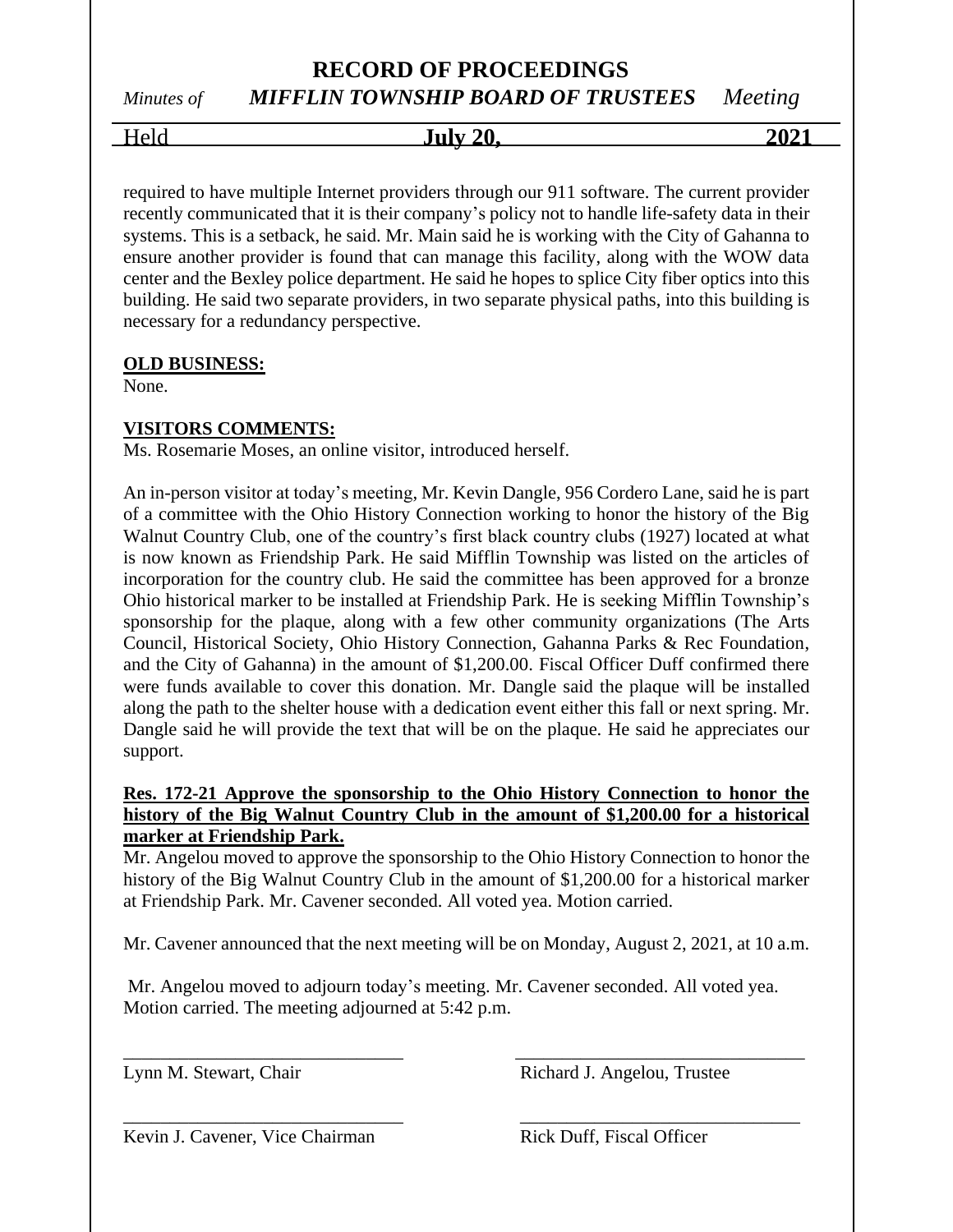required to have multiple Internet providers through our 911 software. The current provider recently communicated that it is their company's policy not to handle life-safety data in their systems. This is a setback, he said. Mr. Main said he is working with the City of Gahanna to ensure another provider is found that can manage this facility, along with the WOW data center and the Bexley police department. He said he hopes to splice City fiber optics into this building. He said two separate providers, in two separate physical paths, into this building is necessary for a redundancy perspective.

**OLD BUSINESS:**
None.

**VISITORS COMMENTS:**
Ms. Rosemarie Moses, an online visitor, introduced herself.

An in-person visitor at today's meeting, Mr. Kevin Dangle, 956 Cordero Lane, said he is part of a committee with the Ohio History Connection working to honor the history of the Big Walnut Country Club, one of the country's first black country clubs (1927) located at what is now known as Friendship Park. He said Mifflin Township was listed on the articles of incorporation for the country club. He said the committee has been approved for a bronze Ohio historical marker to be installed at Friendship Park. He is seeking Mifflin Township's sponsorship for the plaque, along with a few other community organizations (The Arts Council, Historical Society, Ohio History Connection, Gahanna Parks & Rec Foundation, and the City of Gahanna) in the amount of $1,200.00. Fiscal Officer Duff confirmed there were funds available to cover this donation. Mr. Dangle said the plaque will be installed along the path to the shelter house with a dedication event either this fall or next spring. Mr. Dangle said he will provide the text that will be on the plaque. He said he appreciates our support.

**Res. 172-21 Approve the sponsorship to the Ohio History Connection to honor the history of the Big Walnut Country Club in the amount of $1,200.00 for a historical marker at Friendship Park.**
Mr. Angelou moved to approve the sponsorship to the Ohio History Connection to honor the history of the Big Walnut Country Club in the amount of $1,200.00 for a historical marker at Friendship Park. Mr. Cavener seconded. All voted yea. Motion carried.

Mr. Cavener announced that the next meeting will be on Monday, August 2, 2021, at 10 a.m.

Mr. Angelou moved to adjourn today's meeting. Mr. Cavener seconded. All voted yea. Motion carried. The meeting adjourned at 5:42 p.m.

______________________________ ______________________________
Lynn M. Stewart, Chair Richard J. Angelou, Trustee

______________________________ ______________________________
Kevin J. Cavener, Vice Chairman Rick Duff, Fiscal Officer